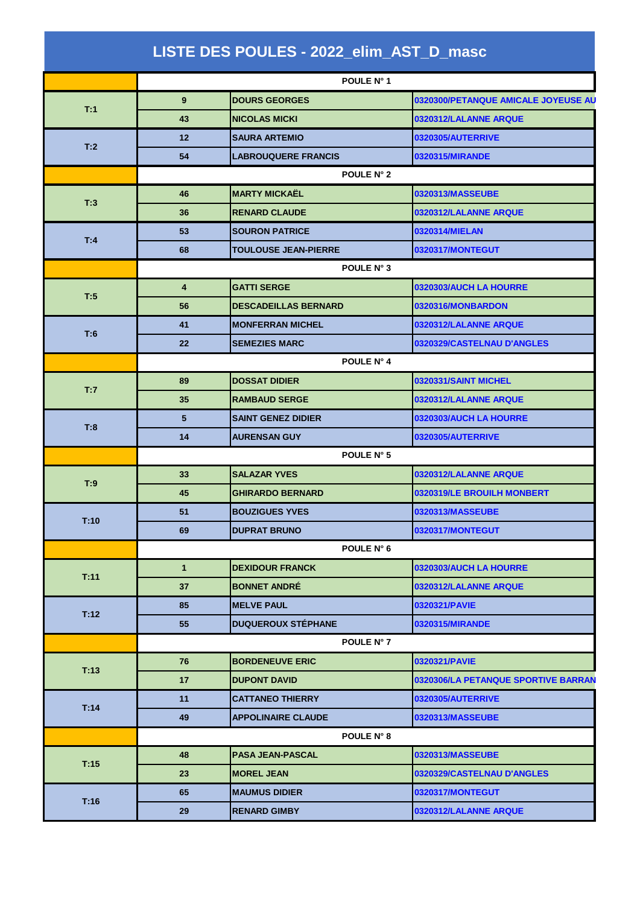# LISTE DES POULES - 2022_elim_AST_D_masc

| | POULE N° 1 | | |
|---|---|---|---|
| T:1 | 9 | DOURS GEORGES | 0320300/PETANQUE AMICALE JOYEUSE AU |
| | 43 | NICOLAS MICKI | 0320312/LALANNE ARQUE |
| T:2 | 12 | SAURA ARTEMIO | 0320305/AUTERRIVE |
| | 54 | LABROUQUERE FRANCIS | 0320315/MIRANDE |
| | POULE N° 2 | | |
| T:3 | 46 | MARTY MICKAËL | 0320313/MASSEUBE |
| | 36 | RENARD CLAUDE | 0320312/LALANNE ARQUE |
| T:4 | 53 | SOURON PATRICE | 0320314/MIELAN |
| | 68 | TOULOUSE JEAN-PIERRE | 0320317/MONTEGUT |
| | POULE N° 3 | | |
| T:5 | 4 | GATTI SERGE | 0320303/AUCH LA HOURRE |
| | 56 | DESCADEILLAS BERNARD | 0320316/MONBARDON |
| T:6 | 41 | MONFERRAN MICHEL | 0320312/LALANNE ARQUE |
| | 22 | SEMEZIES MARC | 0320329/CASTELNAU D'ANGLES |
| | POULE N° 4 | | |
| T:7 | 89 | DOSSAT DIDIER | 0320331/SAINT MICHEL |
| | 35 | RAMBAUD SERGE | 0320312/LALANNE ARQUE |
| T:8 | 5 | SAINT GENEZ DIDIER | 0320303/AUCH LA HOURRE |
| | 14 | AURENSAN GUY | 0320305/AUTERRIVE |
| | POULE N° 5 | | |
| T:9 | 33 | SALAZAR YVES | 0320312/LALANNE ARQUE |
| | 45 | GHIRARDO BERNARD | 0320319/LE BROUILH MONBERT |
| T:10 | 51 | BOUZIGUES YVES | 0320313/MASSEUBE |
| | 69 | DUPRAT BRUNO | 0320317/MONTEGUT |
| | POULE N° 6 | | |
| T:11 | 1 | DEXIDOUR FRANCK | 0320303/AUCH LA HOURRE |
| | 37 | BONNET ANDRÉ | 0320312/LALANNE ARQUE |
| T:12 | 85 | MELVE PAUL | 0320321/PAVIE |
| | 55 | DUQUEROUX STÉPHANE | 0320315/MIRANDE |
| | POULE N° 7 | | |
| T:13 | 76 | BORDENEUVE ERIC | 0320321/PAVIE |
| | 17 | DUPONT DAVID | 0320306/LA PETANQUE SPORTIVE BARRAN |
| T:14 | 11 | CATTANEO THIERRY | 0320305/AUTERRIVE |
| | 49 | APPOLINAIRE CLAUDE | 0320313/MASSEUBE |
| | POULE N° 8 | | |
| T:15 | 48 | PASA JEAN-PASCAL | 0320313/MASSEUBE |
| | 23 | MOREL JEAN | 0320329/CASTELNAU D'ANGLES |
| T:16 | 65 | MAUMUS DIDIER | 0320317/MONTEGUT |
| | 29 | RENARD GIMBY | 0320312/LALANNE ARQUE |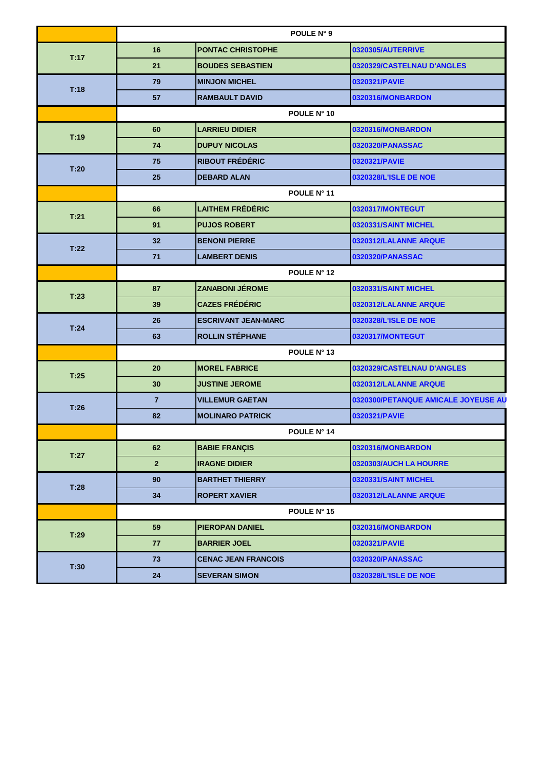| | POULE N° 9 | | |
|---|---|---|---|
| T:17 | 16 | PONTAC CHRISTOPHE | 0320305/AUTERRIVE |
| | 21 | BOUDES SEBASTIEN | 0320329/CASTELNAU D'ANGLES |
| T:18 | 79 | MINJON MICHEL | 0320321/PAVIE |
| | 57 | RAMBAULT DAVID | 0320316/MONBARDON |
| | POULE N° 10 | | |
| T:19 | 60 | LARRIEU DIDIER | 0320316/MONBARDON |
| | 74 | DUPUY NICOLAS | 0320320/PANASSAC |
| T:20 | 75 | RIBOUT FRÉDÉRIC | 0320321/PAVIE |
| | 25 | DEBARD ALAN | 0320328/L'ISLE DE NOE |
| | POULE N° 11 | | |
| T:21 | 66 | LAITHEM FRÉDÉRIC | 0320317/MONTEGUT |
| | 91 | PUJOS ROBERT | 0320331/SAINT MICHEL |
| T:22 | 32 | BENONI PIERRE | 0320312/LALANNE ARQUE |
| | 71 | LAMBERT DENIS | 0320320/PANASSAC |
| | POULE N° 12 | | |
| T:23 | 87 | ZANABONI JÉROME | 0320331/SAINT MICHEL |
| | 39 | CAZES FRÉDÉRIC | 0320312/LALANNE ARQUE |
| T:24 | 26 | ESCRIVANT JEAN-MARC | 0320328/L'ISLE DE NOE |
| | 63 | ROLLIN STÉPHANE | 0320317/MONTEGUT |
| | POULE N° 13 | | |
| T:25 | 20 | MOREL FABRICE | 0320329/CASTELNAU D'ANGLES |
| | 30 | JUSTINE JEROME | 0320312/LALANNE ARQUE |
| T:26 | 7 | VILLEMUR GAETAN | 0320300/PETANQUE AMICALE JOYEUSE AU |
| | 82 | MOLINARO PATRICK | 0320321/PAVIE |
| | POULE N° 14 | | |
| T:27 | 62 | BABIE FRANÇIS | 0320316/MONBARDON |
| | 2 | IRAGNE DIDIER | 0320303/AUCH LA HOURRE |
| T:28 | 90 | BARTHET THIERRY | 0320331/SAINT MICHEL |
| | 34 | ROPERT XAVIER | 0320312/LALANNE ARQUE |
| | POULE N° 15 | | |
| T:29 | 59 | PIEROPAN DANIEL | 0320316/MONBARDON |
| | 77 | BARRIER JOEL | 0320321/PAVIE |
| T:30 | 73 | CENAC JEAN FRANCOIS | 0320320/PANASSAC |
| | 24 | SEVERAN SIMON | 0320328/L'ISLE DE NOE |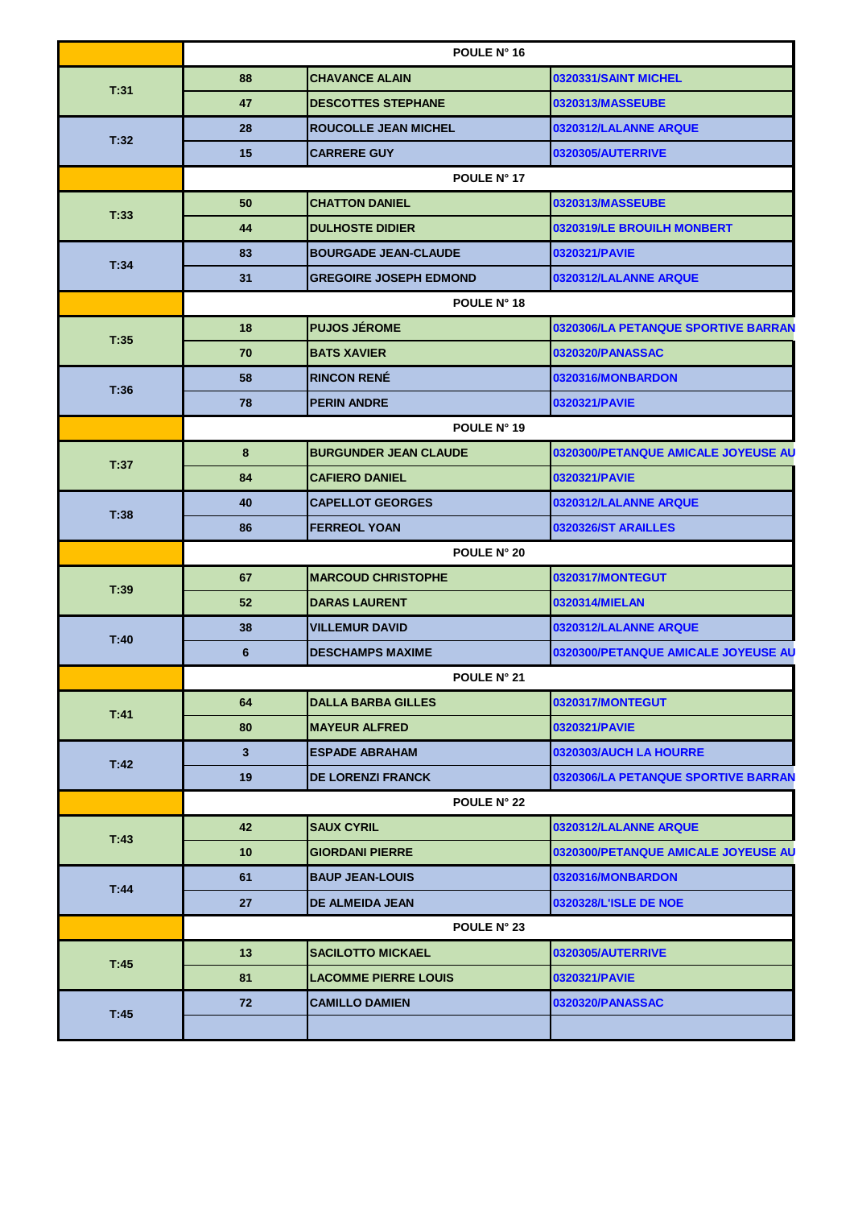| | | | |
|---|---|---|---|
| | POULE N° 16 | | |
| T:31 | 88 | CHAVANCE ALAIN | 0320331/SAINT MICHEL |
| | 47 | DESCOTTES STEPHANE | 0320313/MASSEUBE |
| T:32 | 28 | ROUCOLLE JEAN MICHEL | 0320312/LALANNE ARQUE |
| | 15 | CARRERE GUY | 0320305/AUTERRIVE |
| | POULE N° 17 | | |
| T:33 | 50 | CHATTON DANIEL | 0320313/MASSEUBE |
| | 44 | DULHOSTE DIDIER | 0320319/LE BROUILH MONBERT |
| T:34 | 83 | BOURGADE JEAN-CLAUDE | 0320321/PAVIE |
| | 31 | GREGOIRE JOSEPH EDMOND | 0320312/LALANNE ARQUE |
| | POULE N° 18 | | |
| T:35 | 18 | PUJOS JÉROME | 0320306/LA PETANQUE SPORTIVE BARRAN |
| | 70 | BATS XAVIER | 0320320/PANASSAC |
| T:36 | 58 | RINCON RENÉ | 0320316/MONBARDON |
| | 78 | PERIN ANDRE | 0320321/PAVIE |
| | POULE N° 19 | | |
| T:37 | 8 | BURGUNDER JEAN CLAUDE | 0320300/PETANQUE AMICALE JOYEUSE AU |
| | 84 | CAFIERO DANIEL | 0320321/PAVIE |
| T:38 | 40 | CAPELLOT GEORGES | 0320312/LALANNE ARQUE |
| | 86 | FERREOL YOAN | 0320326/ST ARAILLES |
| | POULE N° 20 | | |
| T:39 | 67 | MARCOUD CHRISTOPHE | 0320317/MONTEGUT |
| | 52 | DARAS LAURENT | 0320314/MIELAN |
| T:40 | 38 | VILLEMUR DAVID | 0320312/LALANNE ARQUE |
| | 6 | DESCHAMPS MAXIME | 0320300/PETANQUE AMICALE JOYEUSE AU |
| | POULE N° 21 | | |
| T:41 | 64 | DALLA BARBA GILLES | 0320317/MONTEGUT |
| | 80 | MAYEUR ALFRED | 0320321/PAVIE |
| T:42 | 3 | ESPADE ABRAHAM | 0320303/AUCH LA HOURRE |
| | 19 | DE LORENZI FRANCK | 0320306/LA PETANQUE SPORTIVE BARRAN |
| | POULE N° 22 | | |
| T:43 | 42 | SAUX CYRIL | 0320312/LALANNE ARQUE |
| | 10 | GIORDANI PIERRE | 0320300/PETANQUE AMICALE JOYEUSE AU |
| T:44 | 61 | BAUP JEAN-LOUIS | 0320316/MONBARDON |
| | 27 | DE ALMEIDA JEAN | 0320328/L'ISLE DE NOE |
| | POULE N° 23 | | |
| T:45 | 13 | SACILOTTO MICKAEL | 0320305/AUTERRIVE |
| | 81 | LACOMME PIERRE LOUIS | 0320321/PAVIE |
| T:45 | 72 | CAMILLO DAMIEN | 0320320/PANASSAC |
| | | | |